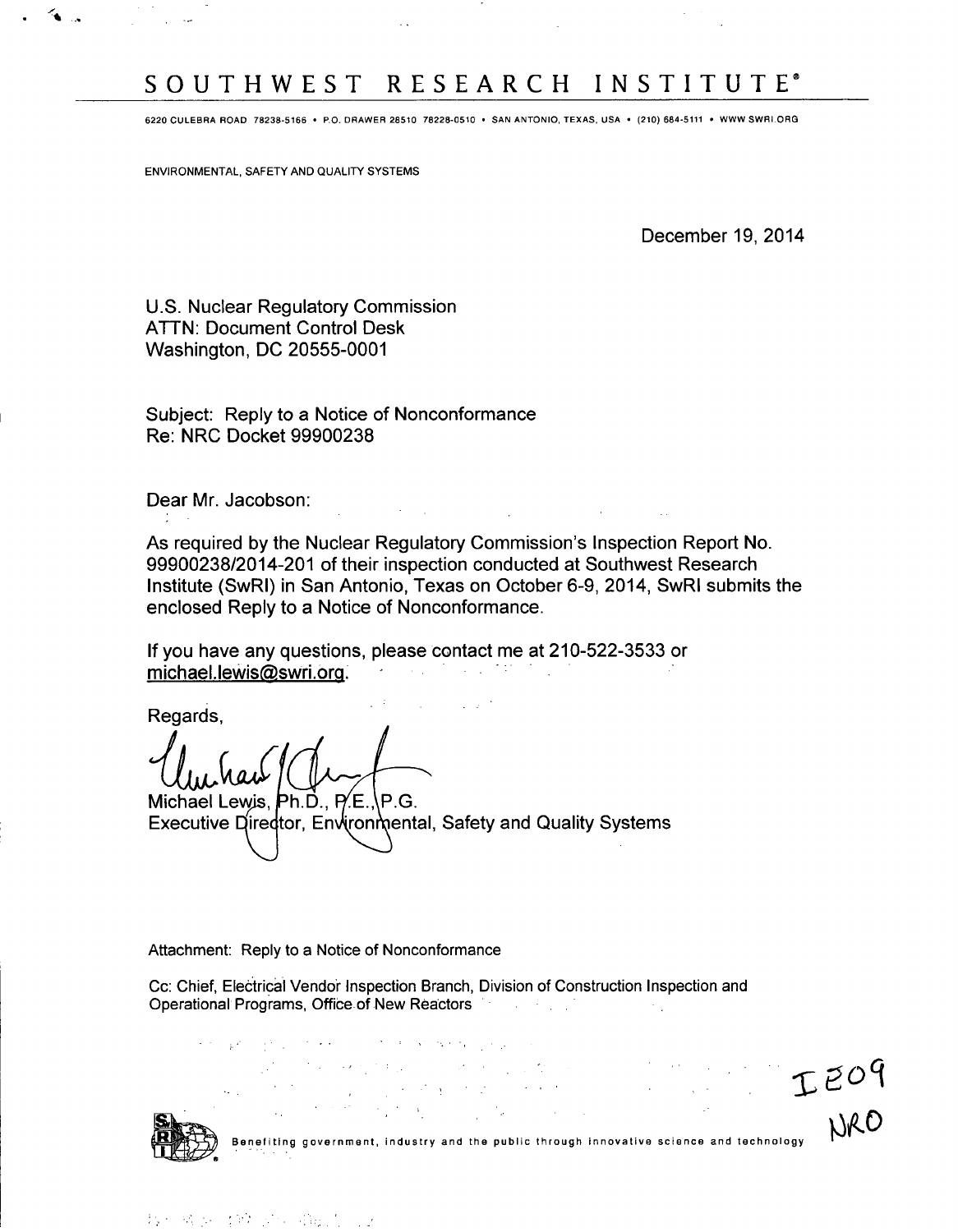# SOUTHWEST RESEARCH INSTITUTE®

6220 CULEBRA ROAD 78238-5166 • P.O. DRAWER 28510 78228-0510 • SAN ANTONIO, TEXAS, USA • (210) 684-5111 • WWW.SWRI.ORG

ENVIRONMENTAL, SAFETY AND QUALITY SYSTEMS

December 19, 2014

U.S. Nuclear Regulatory Commission
ATTN: Document Control Desk
Washington, DC 20555-0001

Subject: Reply to a Notice of Nonconformance
Re: NRC Docket 99900238

Dear Mr. Jacobson:

As required by the Nuclear Regulatory Commission's Inspection Report No. 99900238/2014-201 of their inspection conducted at Southwest Research Institute (SwRI) in San Antonio, Texas on October 6-9, 2014, SwRI submits the enclosed Reply to a Notice of Nonconformance.

If you have any questions, please contact me at 210-522-3533 or michael.lewis@swri.org.

Regards,

Michael Lewis, Ph.D., P.E., P.G.
Executive Director, Environmental, Safety and Quality Systems

Attachment: Reply to a Notice of Nonconformance

Cc: Chief, Electrical Vendor Inspection Branch, Division of Construction Inspection and Operational Programs, Office of New Reactors

IE09
NRO

Benefiting government, industry and the public through innovative science and technology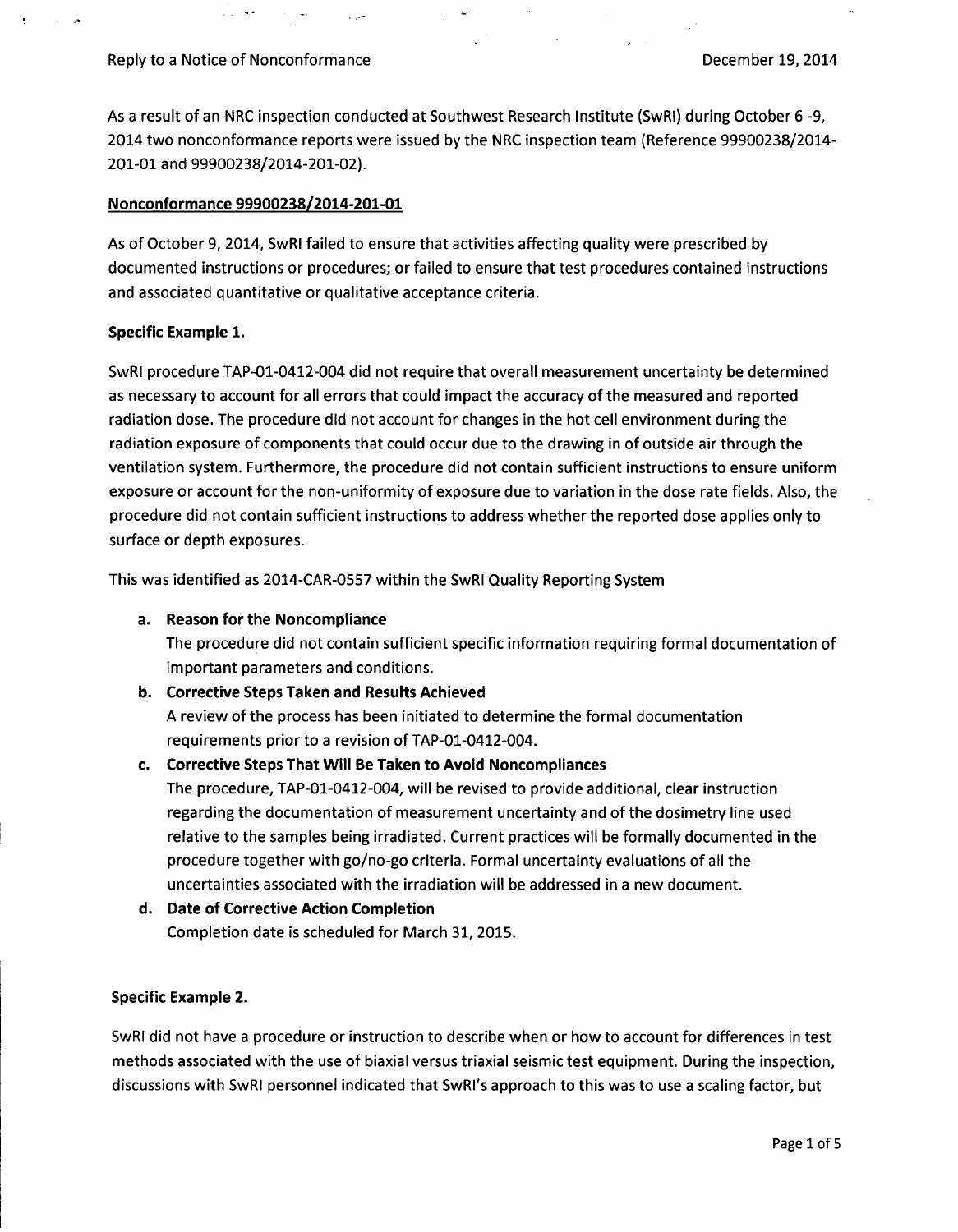As a result of an NRC inspection conducted at Southwest Research Institute (SwRI) during October 6 -9, 2014 two nonconformance reports were issued by the NRC inspection team (Reference 99900238/2014-201-01 and 99900238/2014-201-02).

## Nonconformance 99900238/2014-201-01

As of October 9, 2014, SwRI failed to ensure that activities affecting quality were prescribed by documented instructions or procedures; or failed to ensure that test procedures contained instructions and associated quantitative or qualitative acceptance criteria.

### Specific Example 1.

SwRI procedure TAP-01-0412-004 did not require that overall measurement uncertainty be determined as necessary to account for all errors that could impact the accuracy of the measured and reported radiation dose. The procedure did not account for changes in the hot cell environment during the radiation exposure of components that could occur due to the drawing in of outside air through the ventilation system. Furthermore, the procedure did not contain sufficient instructions to ensure uniform exposure or account for the non-uniformity of exposure due to variation in the dose rate fields. Also, the procedure did not contain sufficient instructions to address whether the reported dose applies only to surface or depth exposures.

This was identified as 2014-CAR-0557 within the SwRI Quality Reporting System

a. **Reason for the Noncompliance**
   The procedure did not contain sufficient specific information requiring formal documentation of important parameters and conditions.
b. **Corrective Steps Taken and Results Achieved**
   A review of the process has been initiated to determine the formal documentation requirements prior to a revision of TAP-01-0412-004.
c. **Corrective Steps That Will Be Taken to Avoid Noncompliances**
   The procedure, TAP-01-0412-004, will be revised to provide additional, clear instruction regarding the documentation of measurement uncertainty and of the dosimetry line used relative to the samples being irradiated. Current practices will be formally documented in the procedure together with go/no-go criteria. Formal uncertainty evaluations of all the uncertainties associated with the irradiation will be addressed in a new document.
d. **Date of Corrective Action Completion**
   Completion date is scheduled for March 31, 2015.

### Specific Example 2.

SwRI did not have a procedure or instruction to describe when or how to account for differences in test methods associated with the use of biaxial versus triaxial seismic test equipment. During the inspection, discussions with SwRI personnel indicated that SwRI's approach to this was to use a scaling factor, but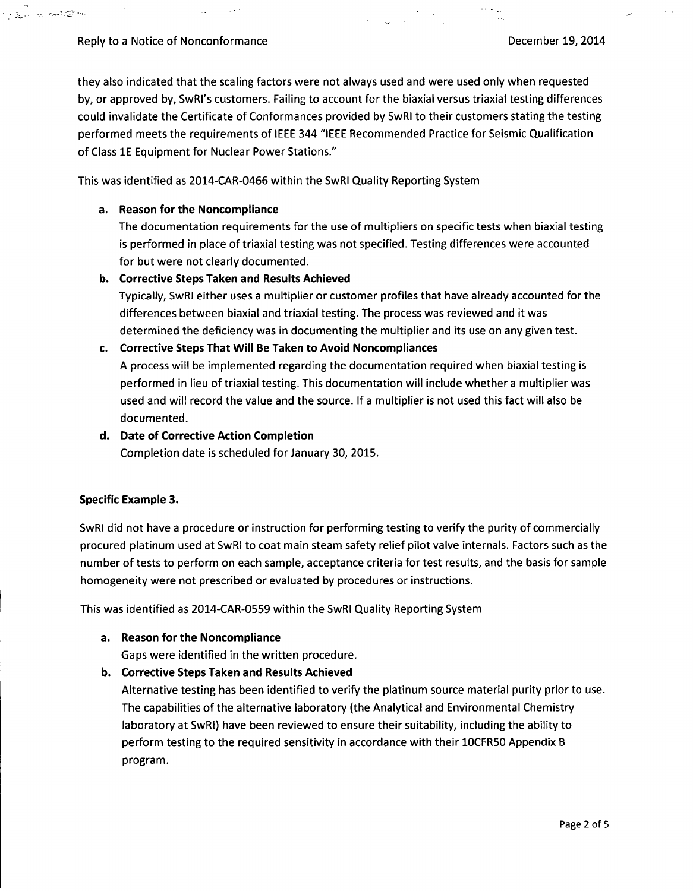they also indicated that the scaling factors were not always used and were used only when requested by, or approved by, SwRI's customers. Failing to account for the biaxial versus triaxial testing differences could invalidate the Certificate of Conformances provided by SwRI to their customers stating the testing performed meets the requirements of IEEE 344 "IEEE Recommended Practice for Seismic Qualification of Class 1E Equipment for Nuclear Power Stations."

This was identified as 2014-CAR-0466 within the SwRI Quality Reporting System

a. **Reason for the Noncompliance**
   The documentation requirements for the use of multipliers on specific tests when biaxial testing is performed in place of triaxial testing was not specified. Testing differences were accounted for but were not clearly documented.

b. **Corrective Steps Taken and Results Achieved**
   Typically, SwRI either uses a multiplier or customer profiles that have already accounted for the differences between biaxial and triaxial testing. The process was reviewed and it was determined the deficiency was in documenting the multiplier and its use on any given test.

c. **Corrective Steps That Will Be Taken to Avoid Noncompliances**
   A process will be implemented regarding the documentation required when biaxial testing is performed in lieu of triaxial testing. This documentation will include whether a multiplier was used and will record the value and the source. If a multiplier is not used this fact will also be documented.

d. **Date of Corrective Action Completion**
   Completion date is scheduled for January 30, 2015.

**Specific Example 3.**

SwRI did not have a procedure or instruction for performing testing to verify the purity of commercially procured platinum used at SwRI to coat main steam safety relief pilot valve internals. Factors such as the number of tests to perform on each sample, acceptance criteria for test results, and the basis for sample homogeneity were not prescribed or evaluated by procedures or instructions.

This was identified as 2014-CAR-0559 within the SwRI Quality Reporting System

a. **Reason for the Noncompliance**
   Gaps were identified in the written procedure.

b. **Corrective Steps Taken and Results Achieved**
   Alternative testing has been identified to verify the platinum source material purity prior to use. The capabilities of the alternative laboratory (the Analytical and Environmental Chemistry laboratory at SwRI) have been reviewed to ensure their suitability, including the ability to perform testing to the required sensitivity in accordance with their 10CFR50 Appendix B program.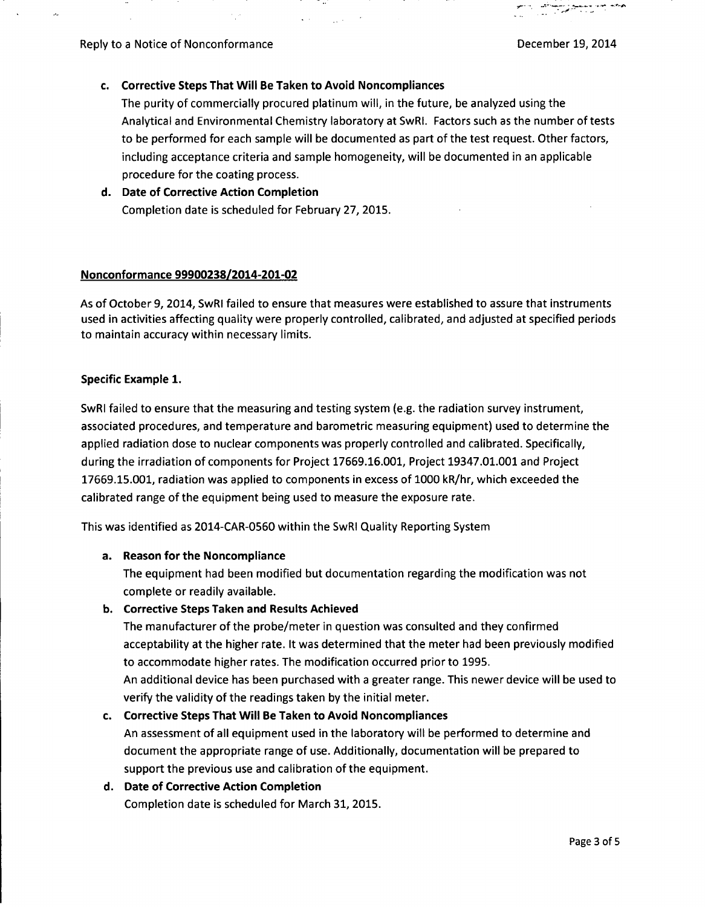**c. Corrective Steps That Will Be Taken to Avoid Noncompliances**

The purity of commercially procured platinum will, in the future, be analyzed using the Analytical and Environmental Chemistry laboratory at SwRI. Factors such as the number of tests to be performed for each sample will be documented as part of the test request. Other factors, including acceptance criteria and sample homogeneity, will be documented in an applicable procedure for the coating process.

**d. Date of Corrective Action Completion**

Completion date is scheduled for February 27, 2015.

**Nonconformance 99900238/2014-201-02**

As of October 9, 2014, SwRI failed to ensure that measures were established to assure that instruments used in activities affecting quality were properly controlled, calibrated, and adjusted at specified periods to maintain accuracy within necessary limits.

**Specific Example 1.**

SwRI failed to ensure that the measuring and testing system (e.g. the radiation survey instrument, associated procedures, and temperature and barometric measuring equipment) used to determine the applied radiation dose to nuclear components was properly controlled and calibrated. Specifically, during the irradiation of components for Project 17669.16.001, Project 19347.01.001 and Project 17669.15.001, radiation was applied to components in excess of 1000 kR/hr, which exceeded the calibrated range of the equipment being used to measure the exposure rate.

This was identified as 2014-CAR-0560 within the SwRI Quality Reporting System

**a. Reason for the Noncompliance**

The equipment had been modified but documentation regarding the modification was not complete or readily available.

**b. Corrective Steps Taken and Results Achieved**

The manufacturer of the probe/meter in question was consulted and they confirmed acceptability at the higher rate. It was determined that the meter had been previously modified to accommodate higher rates. The modification occurred prior to 1995.

An additional device has been purchased with a greater range. This newer device will be used to verify the validity of the readings taken by the initial meter.

**c. Corrective Steps That Will Be Taken to Avoid Noncompliances**

An assessment of all equipment used in the laboratory will be performed to determine and document the appropriate range of use. Additionally, documentation will be prepared to support the previous use and calibration of the equipment.

**d. Date of Corrective Action Completion**

Completion date is scheduled for March 31, 2015.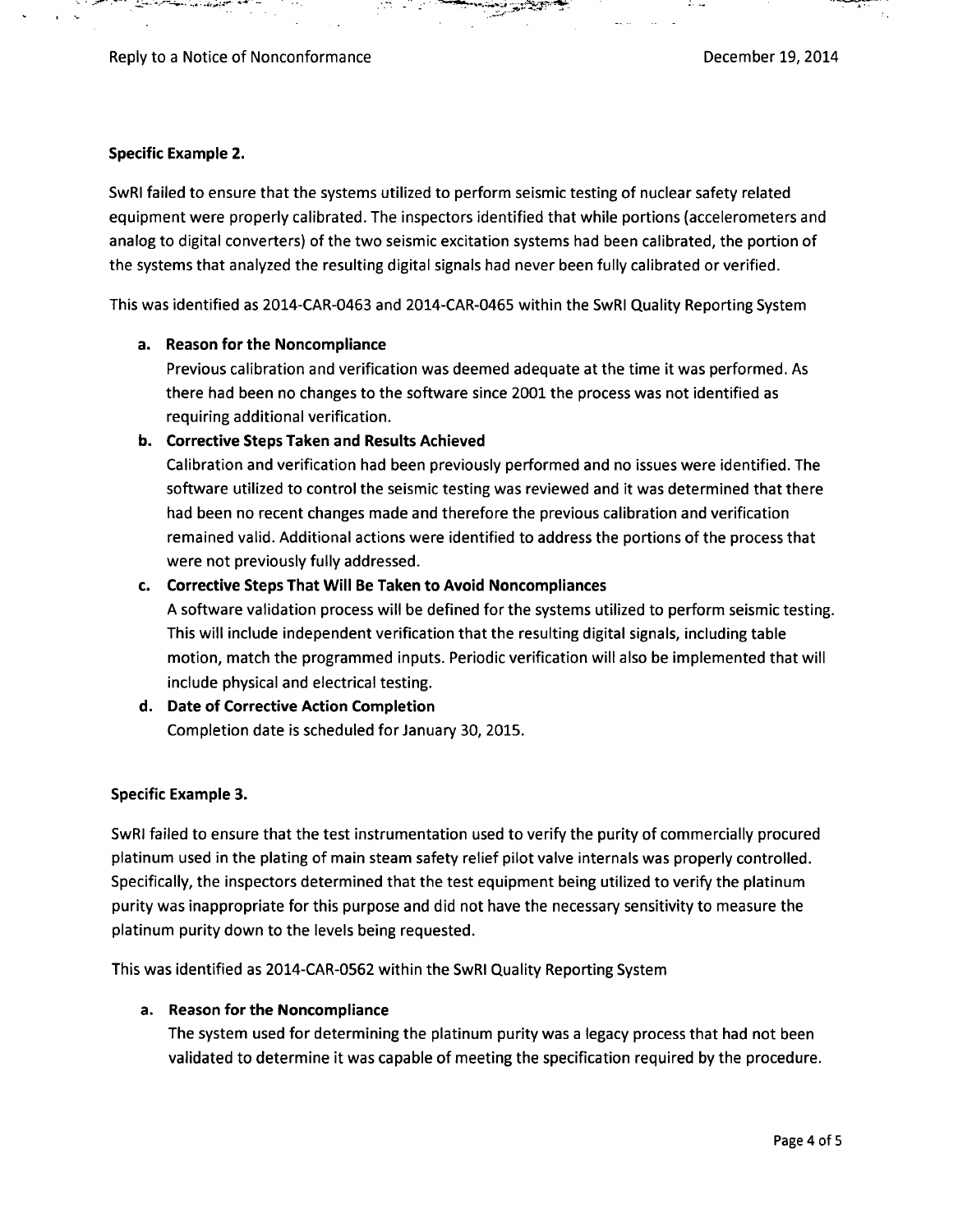**Specific Example 2.**

SwRI failed to ensure that the systems utilized to perform seismic testing of nuclear safety related equipment were properly calibrated. The inspectors identified that while portions (accelerometers and analog to digital converters) of the two seismic excitation systems had been calibrated, the portion of the systems that analyzed the resulting digital signals had never been fully calibrated or verified.

This was identified as 2014-CAR-0463 and 2014-CAR-0465 within the SwRI Quality Reporting System

a. **Reason for the Noncompliance**
   Previous calibration and verification was deemed adequate at the time it was performed. As there had been no changes to the software since 2001 the process was not identified as requiring additional verification.

b. **Corrective Steps Taken and Results Achieved**
   Calibration and verification had been previously performed and no issues were identified. The software utilized to control the seismic testing was reviewed and it was determined that there had been no recent changes made and therefore the previous calibration and verification remained valid. Additional actions were identified to address the portions of the process that were not previously fully addressed.

c. **Corrective Steps That Will Be Taken to Avoid Noncompliances**
   A software validation process will be defined for the systems utilized to perform seismic testing. This will include independent verification that the resulting digital signals, including table motion, match the programmed inputs. Periodic verification will also be implemented that will include physical and electrical testing.

d. **Date of Corrective Action Completion**
   Completion date is scheduled for January 30, 2015.

**Specific Example 3.**

SwRI failed to ensure that the test instrumentation used to verify the purity of commercially procured platinum used in the plating of main steam safety relief pilot valve internals was properly controlled. Specifically, the inspectors determined that the test equipment being utilized to verify the platinum purity was inappropriate for this purpose and did not have the necessary sensitivity to measure the platinum purity down to the levels being requested.

This was identified as 2014-CAR-0562 within the SwRI Quality Reporting System

a. **Reason for the Noncompliance**
   The system used for determining the platinum purity was a legacy process that had not been validated to determine it was capable of meeting the specification required by the procedure.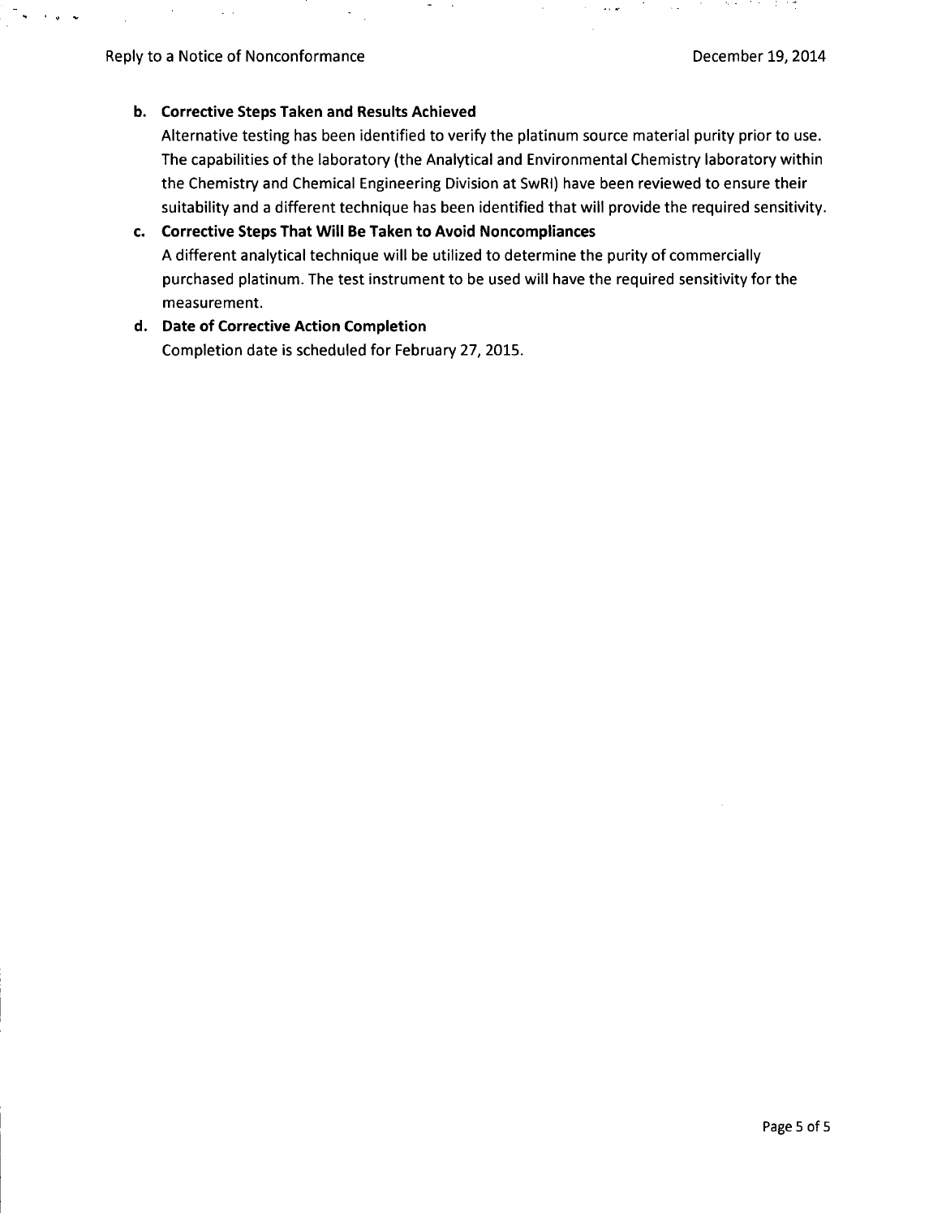**b. Corrective Steps Taken and Results Achieved**

Alternative testing has been identified to verify the platinum source material purity prior to use. The capabilities of the laboratory (the Analytical and Environmental Chemistry laboratory within the Chemistry and Chemical Engineering Division at SwRI) have been reviewed to ensure their suitability and a different technique has been identified that will provide the required sensitivity.

**c. Corrective Steps That Will Be Taken to Avoid Noncompliances**

A different analytical technique will be utilized to determine the purity of commercially purchased platinum. The test instrument to be used will have the required sensitivity for the measurement.

**d. Date of Corrective Action Completion**

Completion date is scheduled for February 27, 2015.